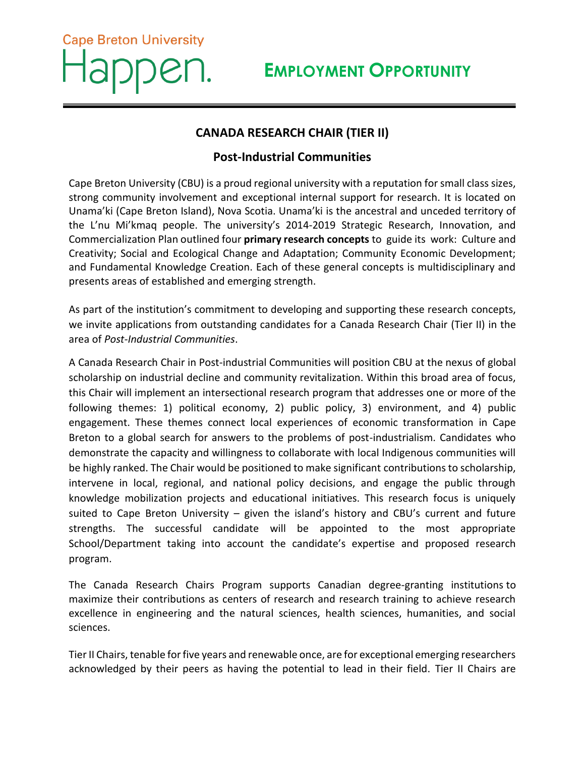Cape Breton University

Happen.

# EMPLOYMENT OPPORTUNITY

## CANADA RESEARCH CHAIR (TIER II)

### Post-Industrial Communities

Cape Breton University (CBU) is a proud regional university with a reputation for small class sizes, strong community involvement and exceptional internal support for research. It is located on Unama'ki (Cape Breton Island), Nova Scotia. Unama'ki is the ancestral and unceded territory of the L'nu Mi'kmaq people. The university's 2014-2019 Strategic Research, Innovation, and Commercialization Plan outlined four **primary research concepts** to guide its work: Culture and Creativity; Social and Ecological Change and Adaptation; Community Economic Development; and Fundamental Knowledge Creation. Each of these general concepts is multidisciplinary and presents areas of established and emerging strength.

As part of the institution's commitment to developing and supporting these research concepts, we invite applications from outstanding candidates for a Canada Research Chair (Tier II) in the area of *Post-Industrial Communities*.

A Canada Research Chair in Post-industrial Communities will position CBU at the nexus of global scholarship on industrial decline and community revitalization. Within this broad area of focus, this Chair will implement an intersectional research program that addresses one or more of the following themes: 1) political economy, 2) public policy, 3) environment, and 4) public engagement. These themes connect local experiences of economic transformation in Cape Breton to a global search for answers to the problems of post-industrialism. Candidates who demonstrate the capacity and willingness to collaborate with local Indigenous communities will be highly ranked. The Chair would be positioned to make significant contributions to scholarship, intervene in local, regional, and national policy decisions, and engage the public through knowledge mobilization projects and educational initiatives. This research focus is uniquely suited to Cape Breton University – given the island's history and CBU's current and future strengths. The successful candidate will be appointed to the most appropriate School/Department taking into account the candidate's expertise and proposed research program.

The Canada Research Chairs Program supports Canadian degree-granting institutions to maximize their contributions as centers of research and research training to achieve research excellence in engineering and the natural sciences, health sciences, humanities, and social sciences.

Tier II Chairs, tenable for five years and renewable once, are for exceptional emerging researchers acknowledged by their peers as having the potential to lead in their field. Tier II Chairs are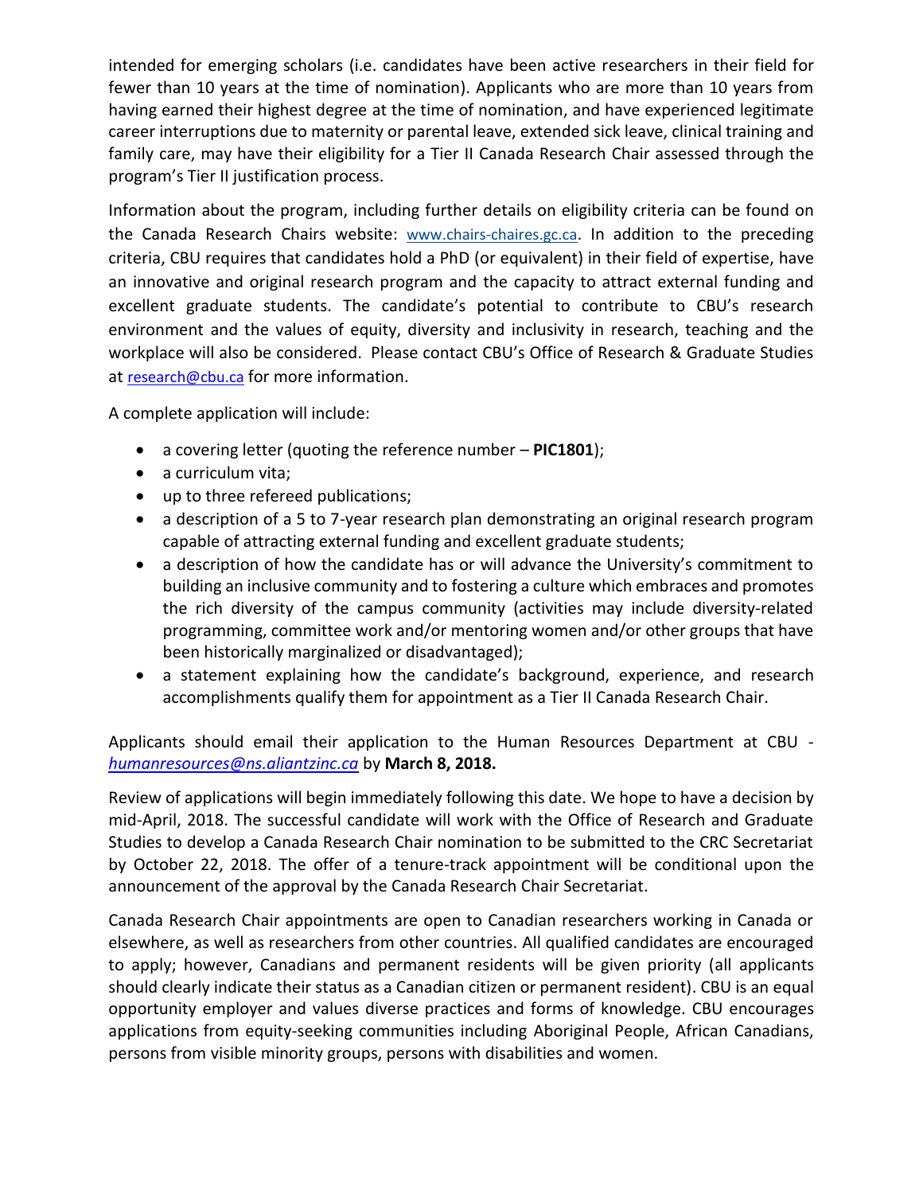intended for emerging scholars (i.e. candidates have been active researchers in their field for fewer than 10 years at the time of nomination). Applicants who are more than 10 years from having earned their highest degree at the time of nomination, and have experienced legitimate career interruptions due to maternity or parental leave, extended sick leave, clinical training and family care, may have their eligibility for a Tier II Canada Research Chair assessed through the program's Tier II justification process.

Information about the program, including further details on eligibility criteria can be found on the Canada Research Chairs website: www.chairs-chaires.gc.ca. In addition to the preceding criteria, CBU requires that candidates hold a PhD (or equivalent) in their field of expertise, have an innovative and original research program and the capacity to attract external funding and excellent graduate students. The candidate's potential to contribute to CBU's research environment and the values of equity, diversity and inclusivity in research, teaching and the workplace will also be considered. Please contact CBU's Office of Research & Graduate Studies at research@cbu.ca for more information.

A complete application will include:

- a covering letter (quoting the reference number – **PIC1801**);
- a curriculum vita;
- up to three refereed publications;
- a description of a 5 to 7-year research plan demonstrating an original research program capable of attracting external funding and excellent graduate students;
- a description of how the candidate has or will advance the University's commitment to building an inclusive community and to fostering a culture which embraces and promotes the rich diversity of the campus community (activities may include diversity-related programming, committee work and/or mentoring women and/or other groups that have been historically marginalized or disadvantaged);
- a statement explaining how the candidate's background, experience, and research accomplishments qualify them for appointment as a Tier II Canada Research Chair.

Applicants should email their application to the Human Resources Department at CBU - *humanresources@ns.aliantzinc.ca* by **March 8, 2018.**

Review of applications will begin immediately following this date. We hope to have a decision by mid-April, 2018. The successful candidate will work with the Office of Research and Graduate Studies to develop a Canada Research Chair nomination to be submitted to the CRC Secretariat by October 22, 2018. The offer of a tenure-track appointment will be conditional upon the announcement of the approval by the Canada Research Chair Secretariat.

Canada Research Chair appointments are open to Canadian researchers working in Canada or elsewhere, as well as researchers from other countries. All qualified candidates are encouraged to apply; however, Canadians and permanent residents will be given priority (all applicants should clearly indicate their status as a Canadian citizen or permanent resident). CBU is an equal opportunity employer and values diverse practices and forms of knowledge. CBU encourages applications from equity-seeking communities including Aboriginal People, African Canadians, persons from visible minority groups, persons with disabilities and women.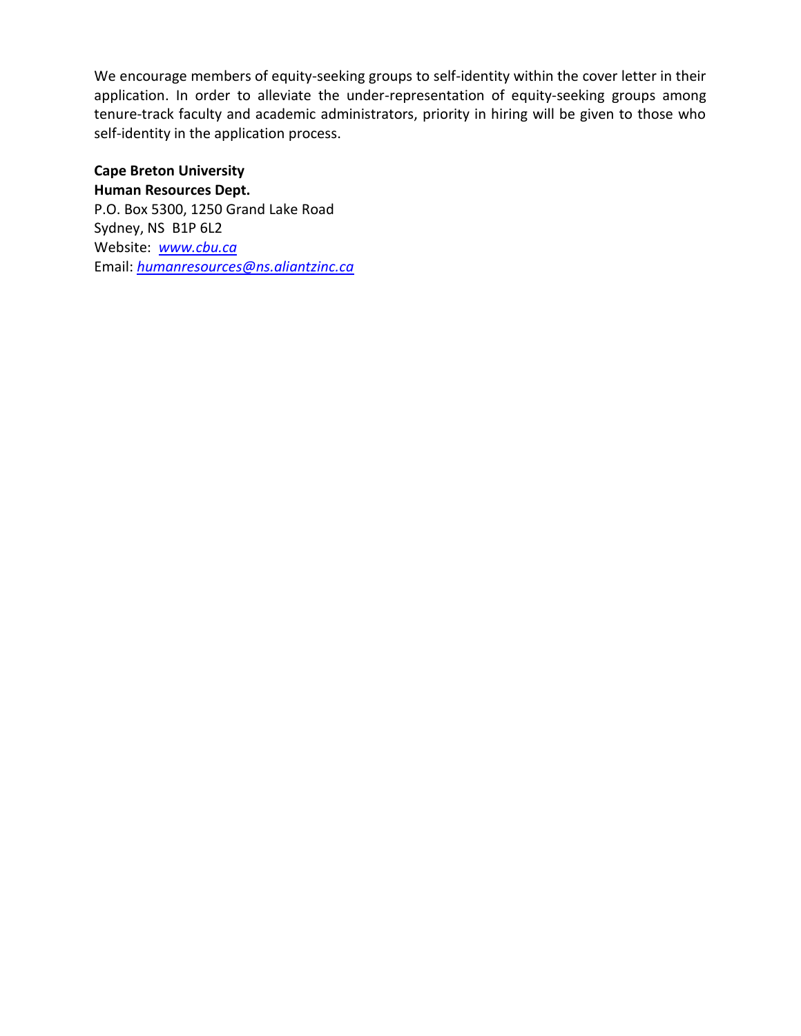We encourage members of equity-seeking groups to self-identity within the cover letter in their application. In order to alleviate the under-representation of equity-seeking groups among tenure-track faculty and academic administrators, priority in hiring will be given to those who self-identity in the application process.

**Cape Breton University**
**Human Resources Dept.**
P.O. Box 5300, 1250 Grand Lake Road
Sydney, NS B1P 6L2
Website: *www.cbu.ca*
Email: *humanresources@ns.aliantzinc.ca*